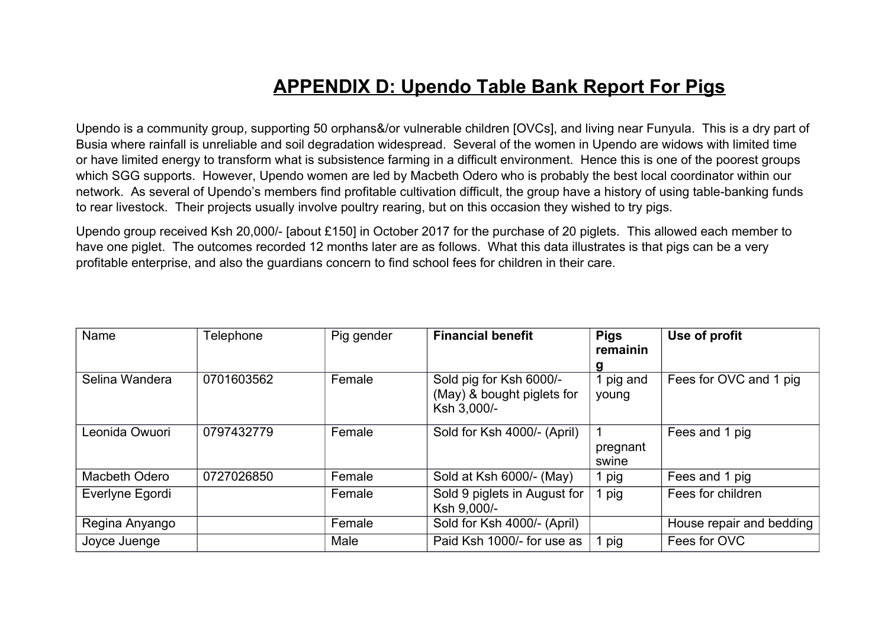# APPENDIX D: Upendo Table Bank Report For Pigs

Upendo is a community group, supporting 50 orphans&/or vulnerable children [OVCs], and living near Funyula. This is a dry part of Busia where rainfall is unreliable and soil degradation widespread. Several of the women in Upendo are widows with limited time or have limited energy to transform what is subsistence farming in a difficult environment. Hence this is one of the poorest groups which SGG supports. However, Upendo women are led by Macbeth Odero who is probably the best local coordinator within our network. As several of Upendo's members find profitable cultivation difficult, the group have a history of using table-banking funds to rear livestock. Their projects usually involve poultry rearing, but on this occasion they wished to try pigs.

Upendo group received Ksh 20,000/- [about £150] in October 2017 for the purchase of 20 piglets. This allowed each member to have one piglet. The outcomes recorded 12 months later are as follows. What this data illustrates is that pigs can be a very profitable enterprise, and also the guardians concern to find school fees for children in their care.

| Name | Telephone | Pig gender | **Financial benefit** | **Pigs remaining** | **Use of profit** |
|---|---|---|---|---|---|
| Selina Wandera | 0701603562 | Female | Sold pig for Ksh 6000/- (May) & bought piglets for Ksh 3,000/- | 1 pig and young | Fees for OVC and 1 pig |
| Leonida Owuori | 0797432779 | Female | Sold for Ksh 4000/- (April) | 1 pregnant swine | Fees and 1 pig |
| Macbeth Odero | 0727026850 | Female | Sold at Ksh 6000/- (May) | 1 pig | Fees and 1 pig |
| Everlyne Egordi | | Female | Sold 9 piglets in August for Ksh 9,000/- | 1 pig | Fees for children |
| Regina Anyango | | Female | Sold for Ksh 4000/- (April) | | House repair and bedding |
| Joyce Juenge | | Male | Paid Ksh 1000/- for use as | 1 pig | Fees for OVC |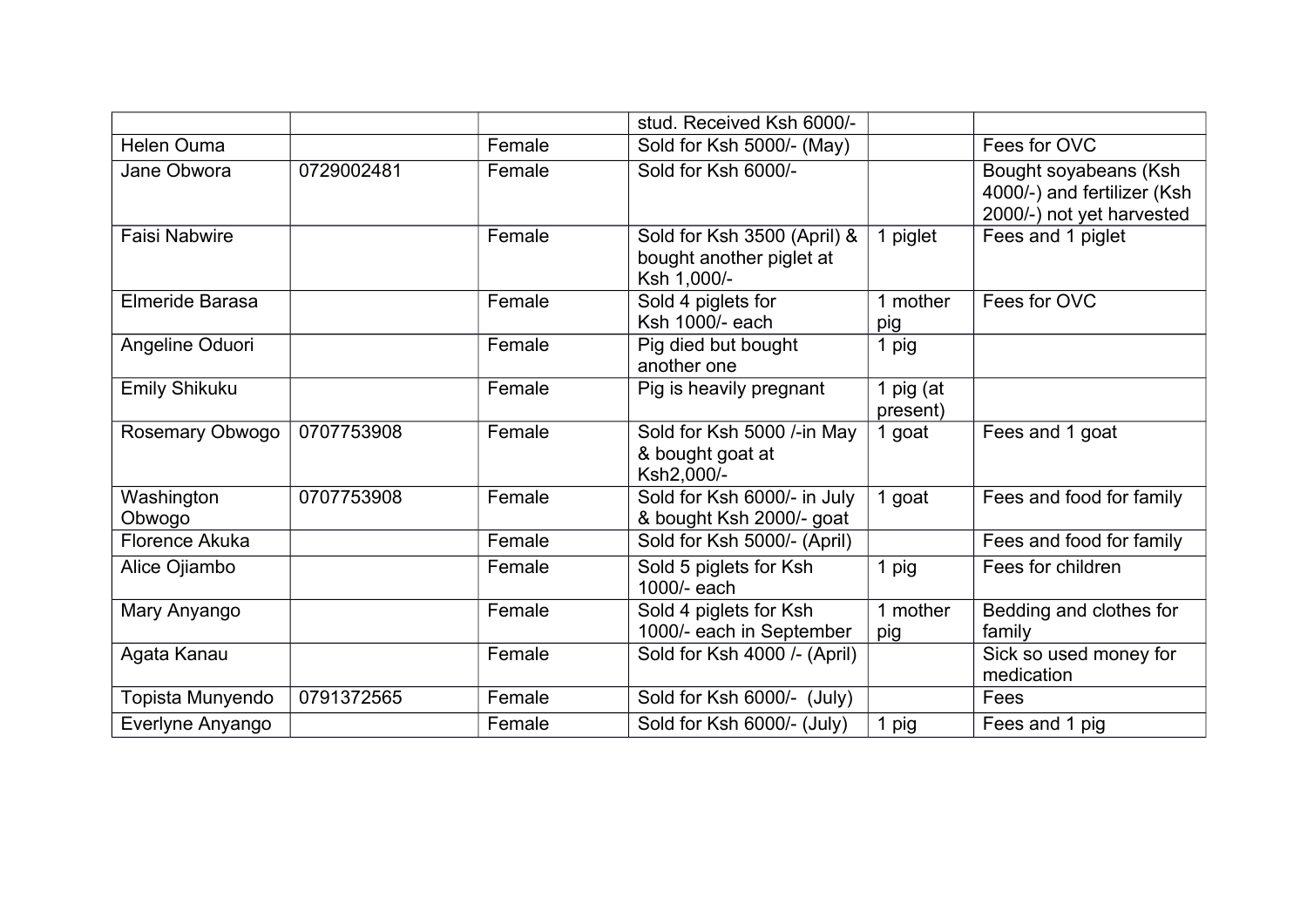| | | | | | |
|---|---|---|---|---|---|
| | | | stud. Received Ksh 6000/- | | |
| Helen Ouma | | Female | Sold for Ksh 5000/- (May) | | Fees for OVC |
| Jane Obwora | 0729002481 | Female | Sold for Ksh 6000/- | | Bought soyabeans (Ksh 4000/-) and fertilizer (Ksh 2000/-) not yet harvested |
| Faisi Nabwire | | Female | Sold for Ksh 3500 (April) & bought another piglet at Ksh 1,000/- | 1 piglet | Fees and 1 piglet |
| Elmeride Barasa | | Female | Sold 4 piglets for Ksh 1000/- each | 1 mother pig | Fees for OVC |
| Angeline Oduori | | Female | Pig died but bought another one | 1 pig | |
| Emily Shikuku | | Female | Pig is heavily pregnant | 1 pig (at present) | |
| Rosemary Obwogo | 0707753908 | Female | Sold for Ksh 5000 /-in May & bought goat at Ksh2,000/- | 1 goat | Fees and 1 goat |
| Washington Obwogo | 0707753908 | Female | Sold for Ksh 6000/- in July & bought Ksh 2000/- goat | 1 goat | Fees and food for family |
| Florence Akuka | | Female | Sold for Ksh 5000/- (April) | | Fees and food for family |
| Alice Ojiambo | | Female | Sold 5 piglets for Ksh 1000/- each | 1 pig | Fees for children |
| Mary Anyango | | Female | Sold 4 piglets for Ksh 1000/- each in September | 1 mother pig | Bedding and clothes for family |
| Agata Kanau | | Female | Sold for Ksh 4000 /- (April) | | Sick so used money for medication |
| Topista Munyendo | 0791372565 | Female | Sold for Ksh 6000/- (July) | | Fees |
| Everlyne Anyango | | Female | Sold for Ksh 6000/- (July) | 1 pig | Fees and 1 pig |